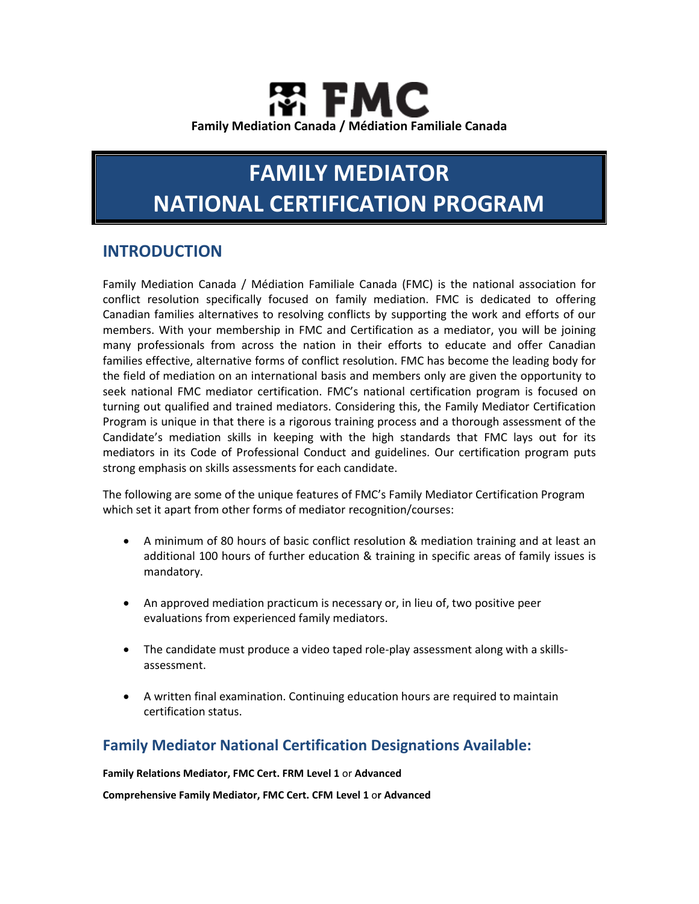# FMC

**Family Mediation Canada / Médiation Familiale Canada**

# FAMILY MEDIATOR NATIONAL CERTIFICATION PROGRAM

## INTRODUCTION

Family Mediation Canada / Médiation Familiale Canada (FMC) is the national association for conflict resolution specifically focused on family mediation. FMC is dedicated to offering Canadian families alternatives to resolving conflicts by supporting the work and efforts of our members. With your membership in FMC and Certification as a mediator, you will be joining many professionals from across the nation in their efforts to educate and offer Canadian families effective, alternative forms of conflict resolution. FMC has become the leading body for the field of mediation on an international basis and members only are given the opportunity to seek national FMC mediator certification. FMC's national certification program is focused on turning out qualified and trained mediators. Considering this, the Family Mediator Certification Program is unique in that there is a rigorous training process and a thorough assessment of the Candidate's mediation skills in keeping with the high standards that FMC lays out for its mediators in its Code of Professional Conduct and guidelines. Our certification program puts strong emphasis on skills assessments for each candidate.

The following are some of the unique features of FMC's Family Mediator Certification Program which set it apart from other forms of mediator recognition/courses:

- A minimum of 80 hours of basic conflict resolution & mediation training and at least an additional 100 hours of further education & training in specific areas of family issues is mandatory.
- An approved mediation practicum is necessary or, in lieu of, two positive peer evaluations from experienced family mediators.
- The candidate must produce a video taped role-play assessment along with a skills-assessment.
- A written final examination. Continuing education hours are required to maintain certification status.

## Family Mediator National Certification Designations Available:

**Family Relations Mediator, FMC Cert. FRM Level 1** or **Advanced**

**Comprehensive Family Mediator, FMC Cert. CFM Level 1** or **Advanced**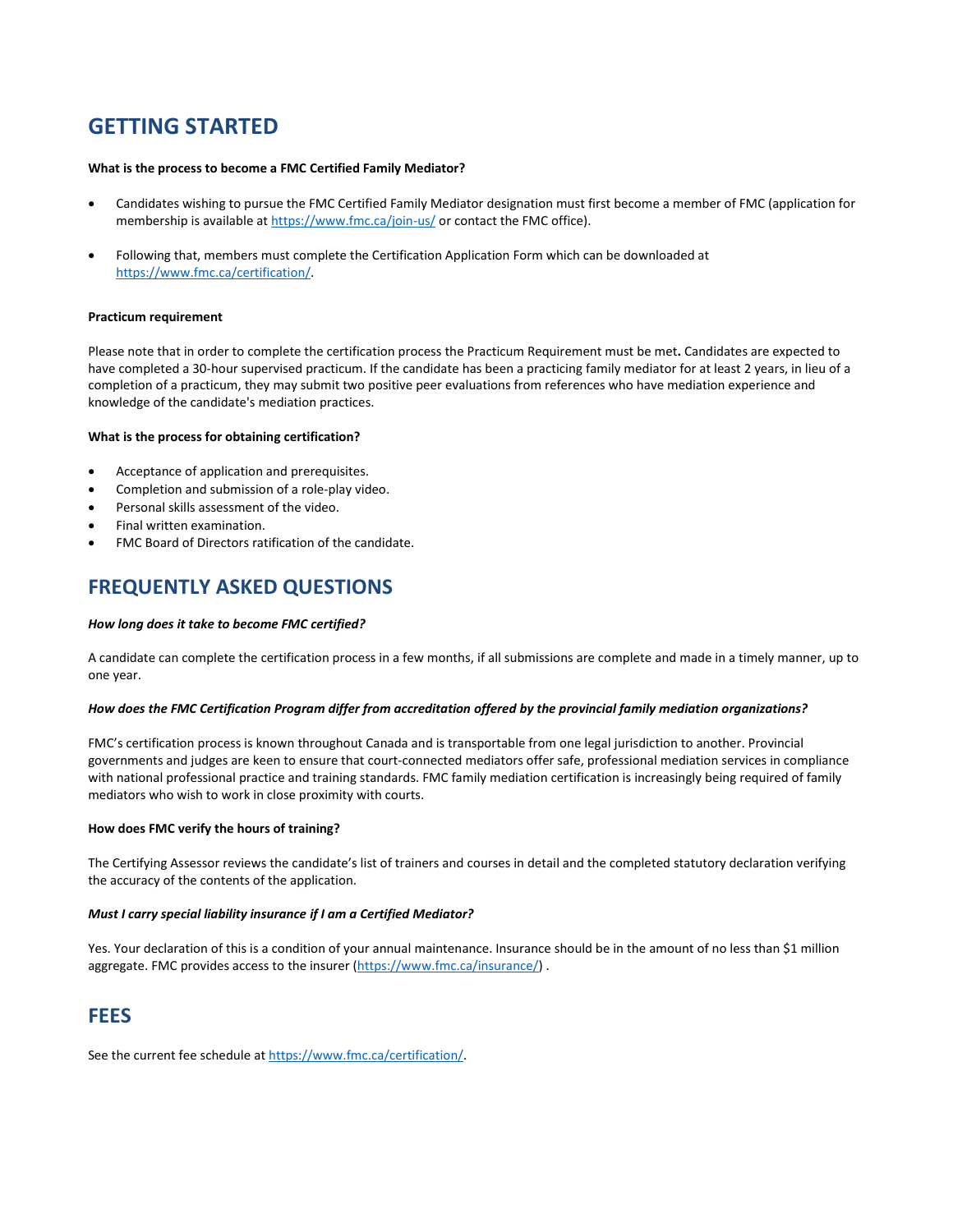## GETTING STARTED

**What is the process to become a FMC Certified Family Mediator?**

- Candidates wishing to pursue the FMC Certified Family Mediator designation must first become a member of FMC (application for membership is available at https://www.fmc.ca/join-us/ or contact the FMC office).

- Following that, members must complete the Certification Application Form which can be downloaded at https://www.fmc.ca/certification/.

**Practicum requirement**

Please note that in order to complete the certification process the Practicum Requirement must be met**.** Candidates are expected to have completed a 30-hour supervised practicum. If the candidate has been a practicing family mediator for at least 2 years, in lieu of a completion of a practicum, they may submit two positive peer evaluations from references who have mediation experience and knowledge of the candidate's mediation practices.

**What is the process for obtaining certification?**

- Acceptance of application and prerequisites.
- Completion and submission of a role-play video.
- Personal skills assessment of the video.
- Final written examination.
- FMC Board of Directors ratification of the candidate.

## FREQUENTLY ASKED QUESTIONS

***How long does it take to become FMC certified?***

A candidate can complete the certification process in a few months, if all submissions are complete and made in a timely manner, up to one year.

***How does the FMC Certification Program differ from accreditation offered by the provincial family mediation organizations?***

FMC's certification process is known throughout Canada and is transportable from one legal jurisdiction to another. Provincial governments and judges are keen to ensure that court-connected mediators offer safe, professional mediation services in compliance with national professional practice and training standards. FMC family mediation certification is increasingly being required of family mediators who wish to work in close proximity with courts.

**How does FMC verify the hours of training?**

The Certifying Assessor reviews the candidate's list of trainers and courses in detail and the completed statutory declaration verifying the accuracy of the contents of the application.

***Must I carry special liability insurance if I am a Certified Mediator?***

Yes. Your declaration of this is a condition of your annual maintenance. Insurance should be in the amount of no less than $1 million aggregate. FMC provides access to the insurer (https://www.fmc.ca/insurance/) .

## FEES

See the current fee schedule at https://www.fmc.ca/certification/.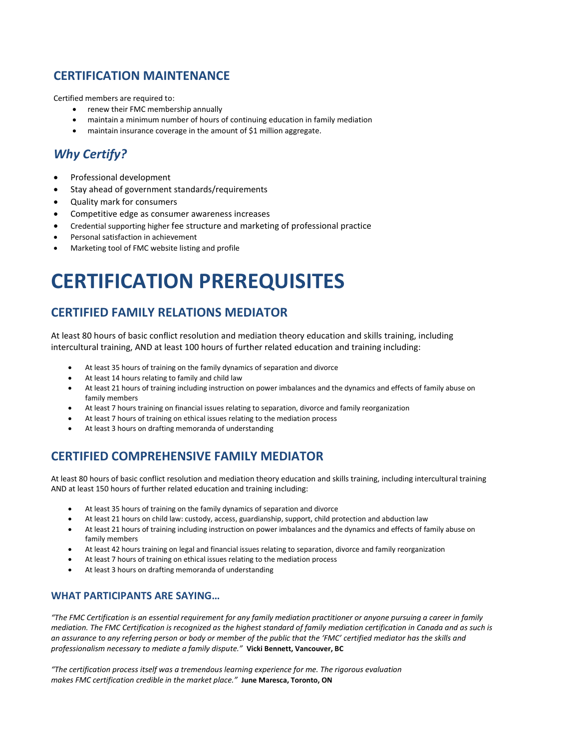## CERTIFICATION MAINTENANCE

Certified members are required to:

- renew their FMC membership annually
- maintain a minimum number of hours of continuing education in family mediation
- maintain insurance coverage in the amount of $1 million aggregate.

## *Why Certify?*

- Professional development
- Stay ahead of government standards/requirements
- Quality mark for consumers
- Competitive edge as consumer awareness increases
- Credential supporting higher fee structure and marketing of professional practice
- Personal satisfaction in achievement
- Marketing tool of FMC website listing and profile

# CERTIFICATION PREREQUISITES

## CERTIFIED FAMILY RELATIONS MEDIATOR

At least 80 hours of basic conflict resolution and mediation theory education and skills training, including intercultural training, AND at least 100 hours of further related education and training including:

- At least 35 hours of training on the family dynamics of separation and divorce
- At least 14 hours relating to family and child law
- At least 21 hours of training including instruction on power imbalances and the dynamics and effects of family abuse on family members
- At least 7 hours training on financial issues relating to separation, divorce and family reorganization
- At least 7 hours of training on ethical issues relating to the mediation process
- At least 3 hours on drafting memoranda of understanding

## CERTIFIED COMPREHENSIVE FAMILY MEDIATOR

At least 80 hours of basic conflict resolution and mediation theory education and skills training, including intercultural training AND at least 150 hours of further related education and training including:

- At least 35 hours of training on the family dynamics of separation and divorce
- At least 21 hours on child law: custody, access, guardianship, support, child protection and abduction law
- At least 21 hours of training including instruction on power imbalances and the dynamics and effects of family abuse on family members
- At least 42 hours training on legal and financial issues relating to separation, divorce and family reorganization
- At least 7 hours of training on ethical issues relating to the mediation process
- At least 3 hours on drafting memoranda of understanding

### WHAT PARTICIPANTS ARE SAYING…

*"The FMC Certification is an essential requirement for any family mediation practitioner or anyone pursuing a career in family mediation. The FMC Certification is recognized as the highest standard of family mediation certification in Canada and as such is an assurance to any referring person or body or member of the public that the 'FMC' certified mediator has the skills and professionalism necessary to mediate a family dispute."* **Vicki Bennett, Vancouver, BC**

*"The certification process itself was a tremendous learning experience for me. The rigorous evaluation makes FMC certification credible in the market place."* **June Maresca, Toronto, ON**